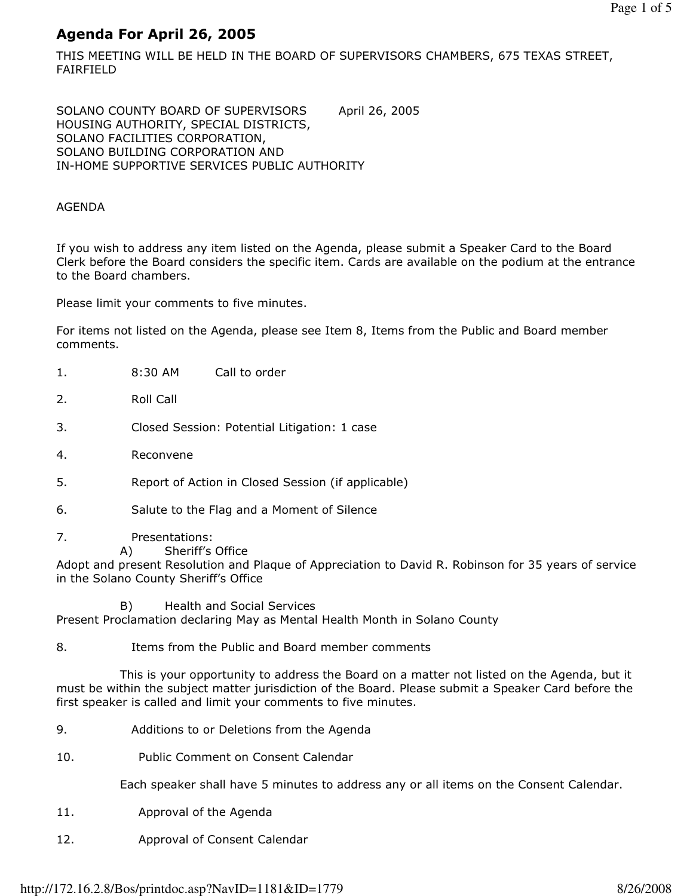# Agenda For April 26, 2005

THIS MEETING WILL BE HELD IN THE BOARD OF SUPERVISORS CHAMBERS, 675 TEXAS STREET, FAIRFIELD

SOLANO COUNTY BOARD OF SUPERVISORS April 26, 2005
HOUSING AUTHORITY, SPECIAL DISTRICTS,
SOLANO FACILITIES CORPORATION,
SOLANO BUILDING CORPORATION AND
IN-HOME SUPPORTIVE SERVICES PUBLIC AUTHORITY

AGENDA

If you wish to address any item listed on the Agenda, please submit a Speaker Card to the Board Clerk before the Board considers the specific item. Cards are available on the podium at the entrance to the Board chambers.

Please limit your comments to five minutes.

For items not listed on the Agenda, please see Item 8, Items from the Public and Board member comments.

1. 8:30 AM Call to order

2. Roll Call

3. Closed Session: Potential Litigation: 1 case

4. Reconvene

5. Report of Action in Closed Session (if applicable)

6. Salute to the Flag and a Moment of Silence

7. Presentations:

   A) Sheriff's Office

   Adopt and present Resolution and Plaque of Appreciation to David R. Robinson for 35 years of service in the Solano County Sheriff's Office

   B) Health and Social Services

   Present Proclamation declaring May as Mental Health Month in Solano County

8. Items from the Public and Board member comments

   This is your opportunity to address the Board on a matter not listed on the Agenda, but it must be within the subject matter jurisdiction of the Board. Please submit a Speaker Card before the first speaker is called and limit your comments to five minutes.

9. Additions to or Deletions from the Agenda

10. Public Comment on Consent Calendar

    Each speaker shall have 5 minutes to address any or all items on the Consent Calendar.

11. Approval of the Agenda

12. Approval of Consent Calendar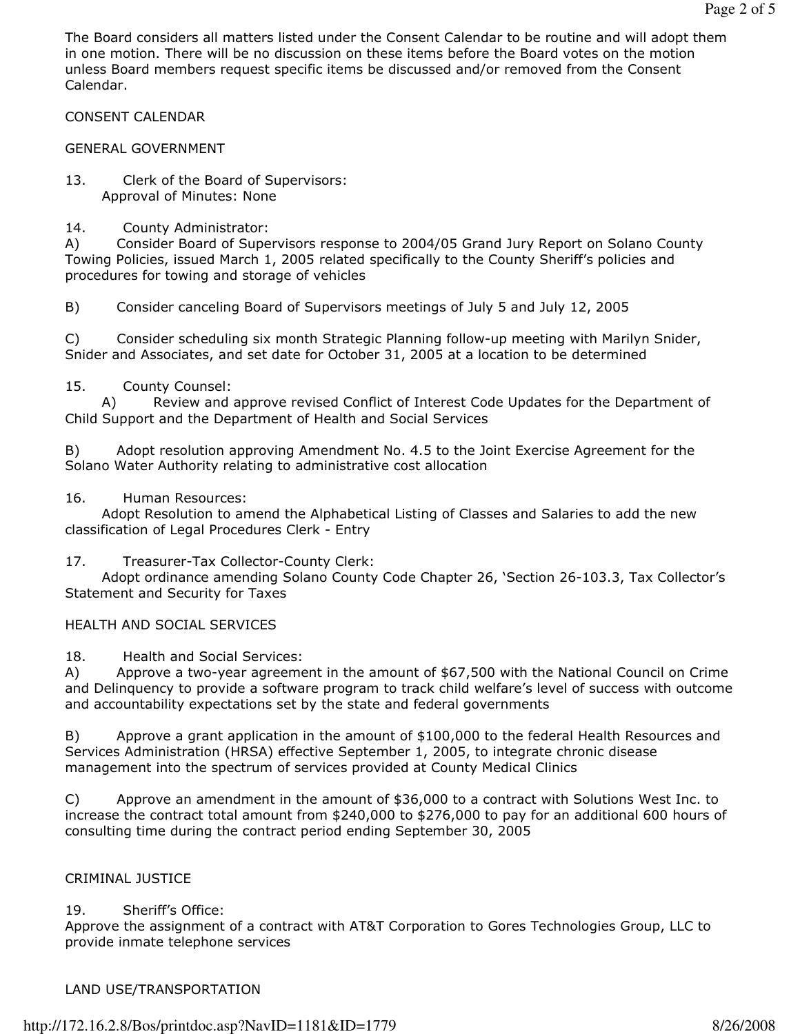The Board considers all matters listed under the Consent Calendar to be routine and will adopt them in one motion. There will be no discussion on these items before the Board votes on the motion unless Board members request specific items be discussed and/or removed from the Consent Calendar.

CONSENT CALENDAR

GENERAL GOVERNMENT

13. Clerk of the Board of Supervisors:
Approval of Minutes: None

14. County Administrator:
A) Consider Board of Supervisors response to 2004/05 Grand Jury Report on Solano County Towing Policies, issued March 1, 2005 related specifically to the County Sheriff's policies and procedures for towing and storage of vehicles

B) Consider canceling Board of Supervisors meetings of July 5 and July 12, 2005

C) Consider scheduling six month Strategic Planning follow-up meeting with Marilyn Snider, Snider and Associates, and set date for October 31, 2005 at a location to be determined

15. County Counsel:
A) Review and approve revised Conflict of Interest Code Updates for the Department of Child Support and the Department of Health and Social Services

B) Adopt resolution approving Amendment No. 4.5 to the Joint Exercise Agreement for the Solano Water Authority relating to administrative cost allocation

16. Human Resources:
Adopt Resolution to amend the Alphabetical Listing of Classes and Salaries to add the new classification of Legal Procedures Clerk - Entry

17. Treasurer-Tax Collector-County Clerk:
Adopt ordinance amending Solano County Code Chapter 26, 'Section 26-103.3, Tax Collector's Statement and Security for Taxes

HEALTH AND SOCIAL SERVICES

18. Health and Social Services:
A) Approve a two-year agreement in the amount of $67,500 with the National Council on Crime and Delinquency to provide a software program to track child welfare's level of success with outcome and accountability expectations set by the state and federal governments

B) Approve a grant application in the amount of $100,000 to the federal Health Resources and Services Administration (HRSA) effective September 1, 2005, to integrate chronic disease management into the spectrum of services provided at County Medical Clinics

C) Approve an amendment in the amount of $36,000 to a contract with Solutions West Inc. to increase the contract total amount from $240,000 to $276,000 to pay for an additional 600 hours of consulting time during the contract period ending September 30, 2005

CRIMINAL JUSTICE

19. Sheriff's Office:
Approve the assignment of a contract with AT&T Corporation to Gores Technologies Group, LLC to provide inmate telephone services

LAND USE/TRANSPORTATION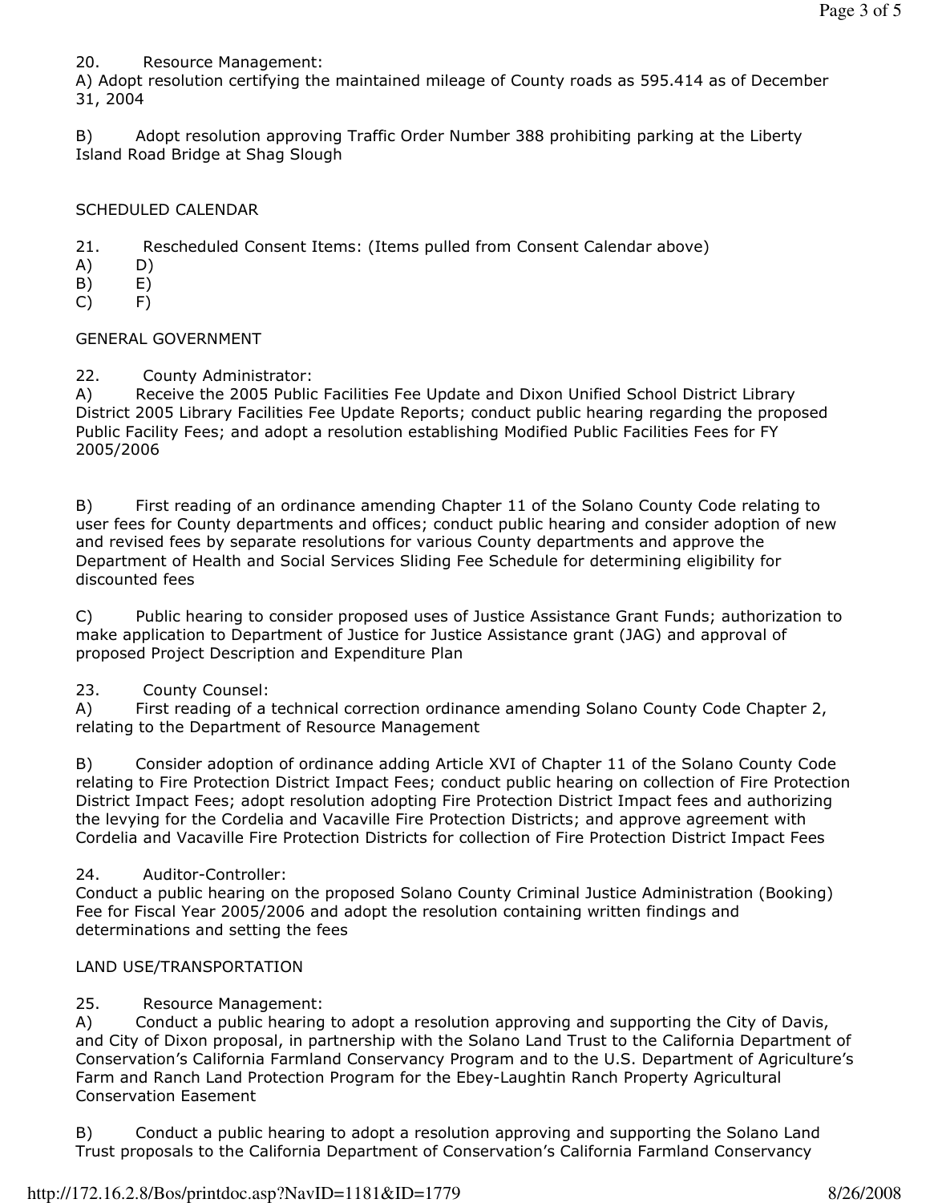20. Resource Management:

A) Adopt resolution certifying the maintained mileage of County roads as 595.414 as of December 31, 2004

B) Adopt resolution approving Traffic Order Number 388 prohibiting parking at the Liberty Island Road Bridge at Shag Slough

SCHEDULED CALENDAR

21. Rescheduled Consent Items: (Items pulled from Consent Calendar above)

A) D)
B) E)
C) F)

GENERAL GOVERNMENT

22. County Administrator:

A) Receive the 2005 Public Facilities Fee Update and Dixon Unified School District Library District 2005 Library Facilities Fee Update Reports; conduct public hearing regarding the proposed Public Facility Fees; and adopt a resolution establishing Modified Public Facilities Fees for FY 2005/2006

B) First reading of an ordinance amending Chapter 11 of the Solano County Code relating to user fees for County departments and offices; conduct public hearing and consider adoption of new and revised fees by separate resolutions for various County departments and approve the Department of Health and Social Services Sliding Fee Schedule for determining eligibility for discounted fees

C) Public hearing to consider proposed uses of Justice Assistance Grant Funds; authorization to make application to Department of Justice for Justice Assistance grant (JAG) and approval of proposed Project Description and Expenditure Plan

23. County Counsel:

A) First reading of a technical correction ordinance amending Solano County Code Chapter 2, relating to the Department of Resource Management

B) Consider adoption of ordinance adding Article XVI of Chapter 11 of the Solano County Code relating to Fire Protection District Impact Fees; conduct public hearing on collection of Fire Protection District Impact Fees; adopt resolution adopting Fire Protection District Impact fees and authorizing the levying for the Cordelia and Vacaville Fire Protection Districts; and approve agreement with Cordelia and Vacaville Fire Protection Districts for collection of Fire Protection District Impact Fees

24. Auditor-Controller:

Conduct a public hearing on the proposed Solano County Criminal Justice Administration (Booking) Fee for Fiscal Year 2005/2006 and adopt the resolution containing written findings and determinations and setting the fees

LAND USE/TRANSPORTATION

25. Resource Management:

A) Conduct a public hearing to adopt a resolution approving and supporting the City of Davis, and City of Dixon proposal, in partnership with the Solano Land Trust to the California Department of Conservation's California Farmland Conservancy Program and to the U.S. Department of Agriculture's Farm and Ranch Land Protection Program for the Ebey-Laughtin Ranch Property Agricultural Conservation Easement

B) Conduct a public hearing to adopt a resolution approving and supporting the Solano Land Trust proposals to the California Department of Conservation's California Farmland Conservancy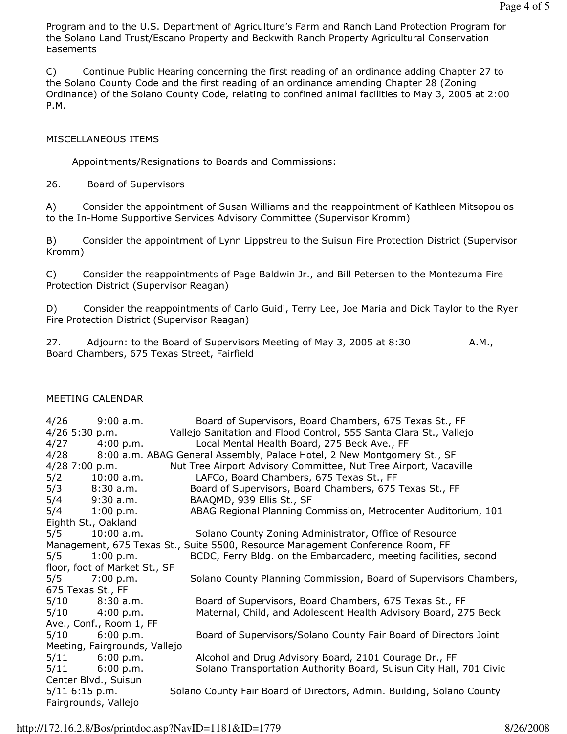Program and to the U.S. Department of Agriculture's Farm and Ranch Land Protection Program for the Solano Land Trust/Escano Property and Beckwith Ranch Property Agricultural Conservation Easements

C) Continue Public Hearing concerning the first reading of an ordinance adding Chapter 27 to the Solano County Code and the first reading of an ordinance amending Chapter 28 (Zoning Ordinance) of the Solano County Code, relating to confined animal facilities to May 3, 2005 at 2:00 P.M.

MISCELLANEOUS ITEMS

Appointments/Resignations to Boards and Commissions:

26. Board of Supervisors

A) Consider the appointment of Susan Williams and the reappointment of Kathleen Mitsopoulos to the In-Home Supportive Services Advisory Committee (Supervisor Kromm)

B) Consider the appointment of Lynn Lippstreu to the Suisun Fire Protection District (Supervisor Kromm)

C) Consider the reappointments of Page Baldwin Jr., and Bill Petersen to the Montezuma Fire Protection District (Supervisor Reagan)

D) Consider the reappointments of Carlo Guidi, Terry Lee, Joe Maria and Dick Taylor to the Ryer Fire Protection District (Supervisor Reagan)

27. Adjourn: to the Board of Supervisors Meeting of May 3, 2005 at 8:30 A.M., Board Chambers, 675 Texas Street, Fairfield

MEETING CALENDAR

4/26 9:00 a.m. Board of Supervisors, Board Chambers, 675 Texas St., FF
4/26 5:30 p.m. Vallejo Sanitation and Flood Control, 555 Santa Clara St., Vallejo
4/27 4:00 p.m. Local Mental Health Board, 275 Beck Ave., FF
4/28 8:00 a.m. ABAG General Assembly, Palace Hotel, 2 New Montgomery St., SF
4/28 7:00 p.m. Nut Tree Airport Advisory Committee, Nut Tree Airport, Vacaville
5/2 10:00 a.m. LAFCo, Board Chambers, 675 Texas St., FF
5/3 8:30 a.m. Board of Supervisors, Board Chambers, 675 Texas St., FF
5/4 9:30 a.m. BAAQMD, 939 Ellis St., SF
5/4 1:00 p.m. ABAG Regional Planning Commission, Metrocenter Auditorium, 101 Eighth St., Oakland
5/5 10:00 a.m. Solano County Zoning Administrator, Office of Resource Management, 675 Texas St., Suite 5500, Resource Management Conference Room, FF
5/5 1:00 p.m. BCDC, Ferry Bldg. on the Embarcadero, meeting facilities, second floor, foot of Market St., SF
5/5 7:00 p.m. Solano County Planning Commission, Board of Supervisors Chambers, 675 Texas St., FF
5/10 8:30 a.m. Board of Supervisors, Board Chambers, 675 Texas St., FF
5/10 4:00 p.m. Maternal, Child, and Adolescent Health Advisory Board, 275 Beck Ave., Conf., Room 1, FF
5/10 6:00 p.m. Board of Supervisors/Solano County Fair Board of Directors Joint Meeting, Fairgrounds, Vallejo
5/11 6:00 p.m. Alcohol and Drug Advisory Board, 2101 Courage Dr., FF
5/11 6:00 p.m. Solano Transportation Authority Board, Suisun City Hall, 701 Civic Center Blvd., Suisun
5/11 6:15 p.m. Solano County Fair Board of Directors, Admin. Building, Solano County Fairgrounds, Vallejo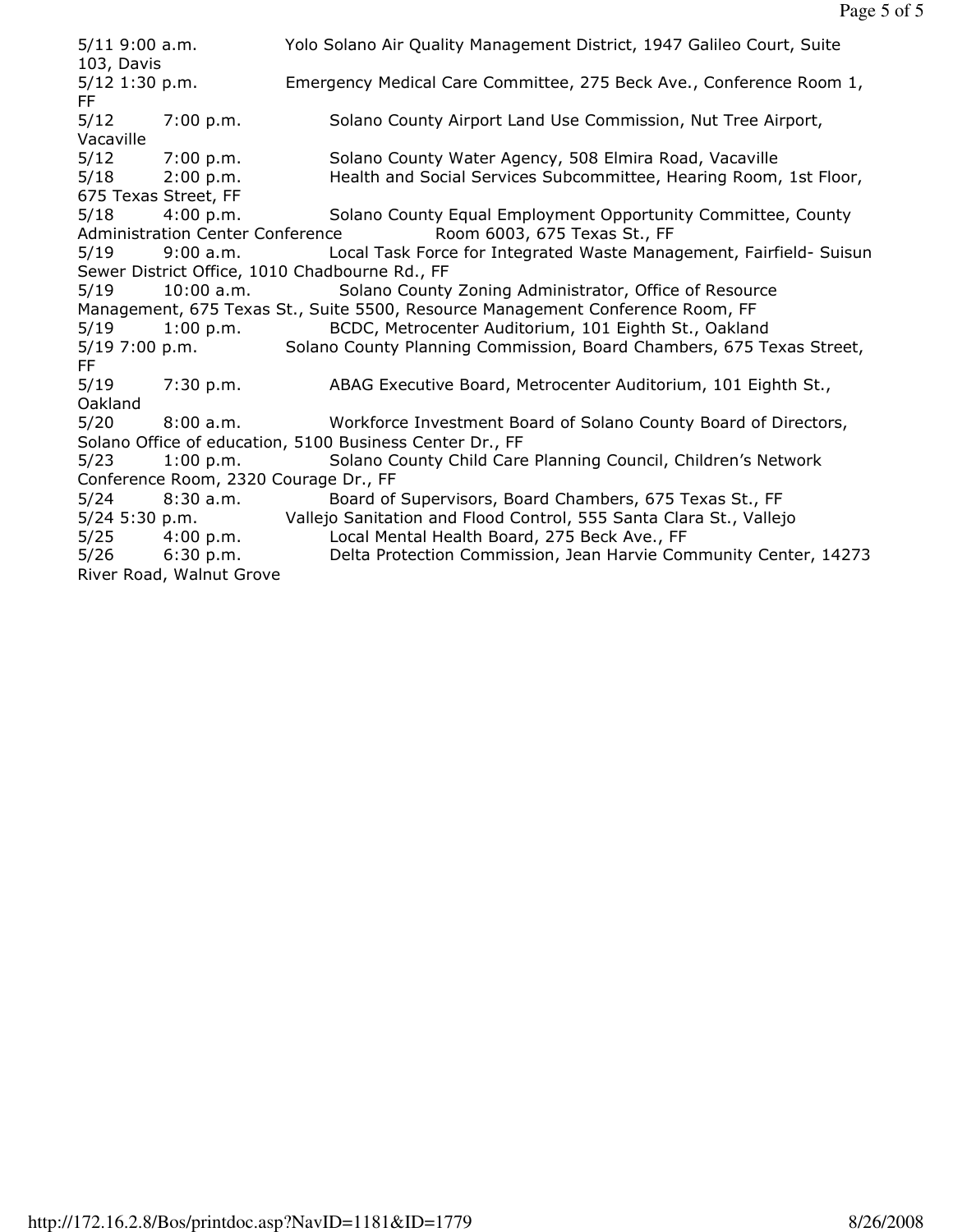5/11 9:00 a.m. Yolo Solano Air Quality Management District, 1947 Galileo Court, Suite 103, Davis

5/12 1:30 p.m. Emergency Medical Care Committee, 275 Beck Ave., Conference Room 1, FF

5/12 7:00 p.m. Solano County Airport Land Use Commission, Nut Tree Airport, Vacaville

5/12 7:00 p.m. Solano County Water Agency, 508 Elmira Road, Vacaville

5/18 2:00 p.m. Health and Social Services Subcommittee, Hearing Room, 1st Floor, 675 Texas Street, FF

5/18 4:00 p.m. Solano County Equal Employment Opportunity Committee, County Administration Center Conference Room 6003, 675 Texas St., FF

5/19 9:00 a.m. Local Task Force for Integrated Waste Management, Fairfield- Suisun Sewer District Office, 1010 Chadbourne Rd., FF

5/19 10:00 a.m. Solano County Zoning Administrator, Office of Resource Management, 675 Texas St., Suite 5500, Resource Management Conference Room, FF

5/19 1:00 p.m. BCDC, Metrocenter Auditorium, 101 Eighth St., Oakland

5/19 7:00 p.m. Solano County Planning Commission, Board Chambers, 675 Texas Street, FF

5/19 7:30 p.m. ABAG Executive Board, Metrocenter Auditorium, 101 Eighth St., Oakland

5/20 8:00 a.m. Workforce Investment Board of Solano County Board of Directors, Solano Office of education, 5100 Business Center Dr., FF

5/23 1:00 p.m. Solano County Child Care Planning Council, Children's Network Conference Room, 2320 Courage Dr., FF

5/24 8:30 a.m. Board of Supervisors, Board Chambers, 675 Texas St., FF

5/24 5:30 p.m. Vallejo Sanitation and Flood Control, 555 Santa Clara St., Vallejo

5/25 4:00 p.m. Local Mental Health Board, 275 Beck Ave., FF

5/26 6:30 p.m. Delta Protection Commission, Jean Harvie Community Center, 14273 River Road, Walnut Grove